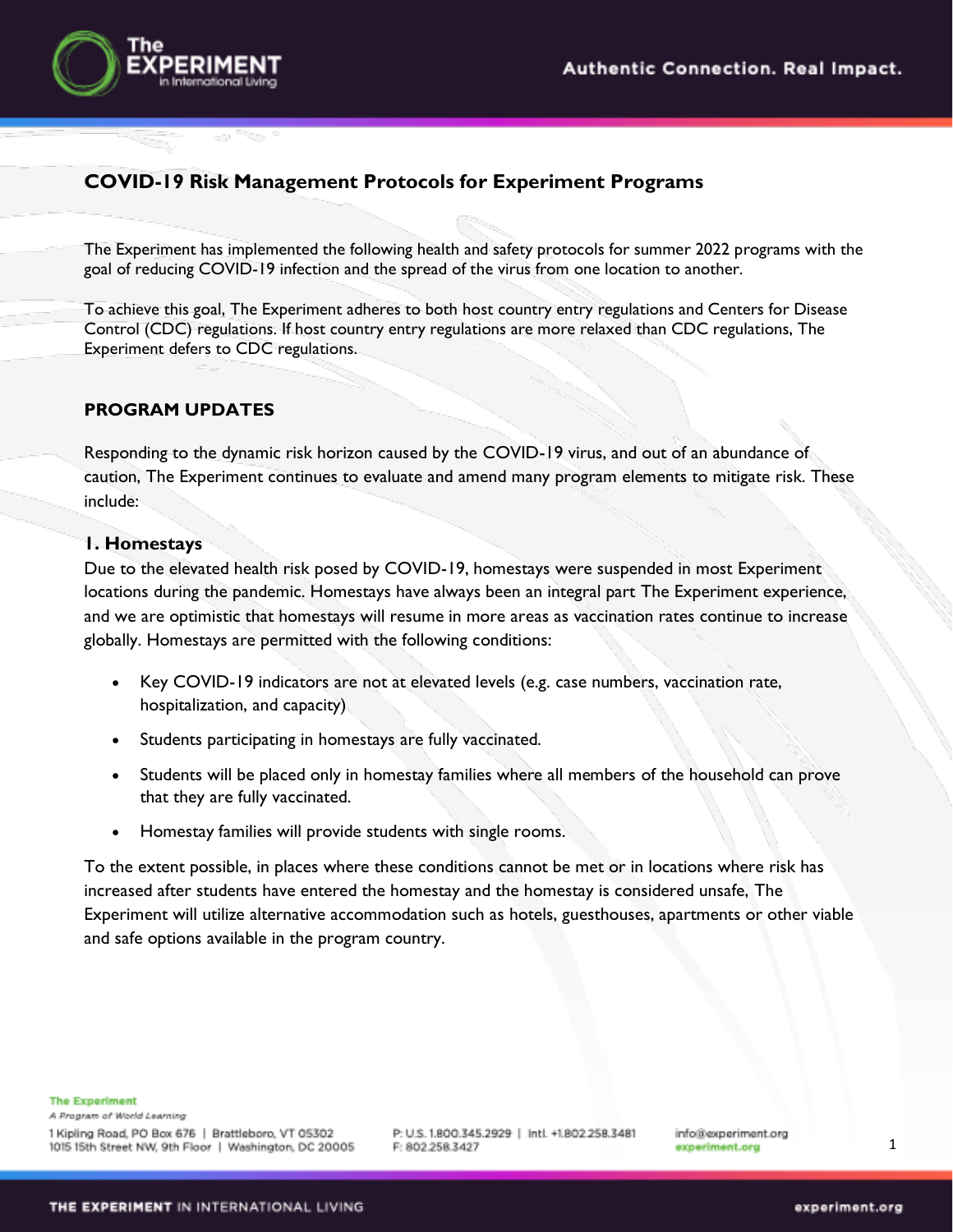# COVID-19 Risk Management Protocols for Experiment Programs

The Experiment has implemented the following health and safety protocols for summer 2022 programs with the goal of reducing COVID-19 infection and the spread of the virus from one location to another.

To achieve this goal, The Experiment adheres to both host country entry regulations and Centers for Disease Control (CDC) regulations. If host country entry regulations are more relaxed than CDC regulations, The Experiment defers to CDC regulations.

## PROGRAM UPDATES

Responding to the dynamic risk horizon caused by the COVID-19 virus, and out of an abundance of caution, The Experiment continues to evaluate and amend many program elements to mitigate risk. These include:

### 1. Homestays

Due to the elevated health risk posed by COVID-19, homestays were suspended in most Experiment locations during the pandemic. Homestays have always been an integral part The Experiment experience, and we are optimistic that homestays will resume in more areas as vaccination rates continue to increase globally. Homestays are permitted with the following conditions:

- Key COVID-19 indicators are not at elevated levels (e.g. case numbers, vaccination rate, hospitalization, and capacity)
- Students participating in homestays are fully vaccinated.
- Students will be placed only in homestay families where all members of the household can prove that they are fully vaccinated.
- Homestay families will provide students with single rooms.

To the extent possible, in places where these conditions cannot be met or in locations where risk has increased after students have entered the homestay and the homestay is considered unsafe, The Experiment will utilize alternative accommodation such as hotels, guesthouses, apartments or other viable and safe options available in the program country.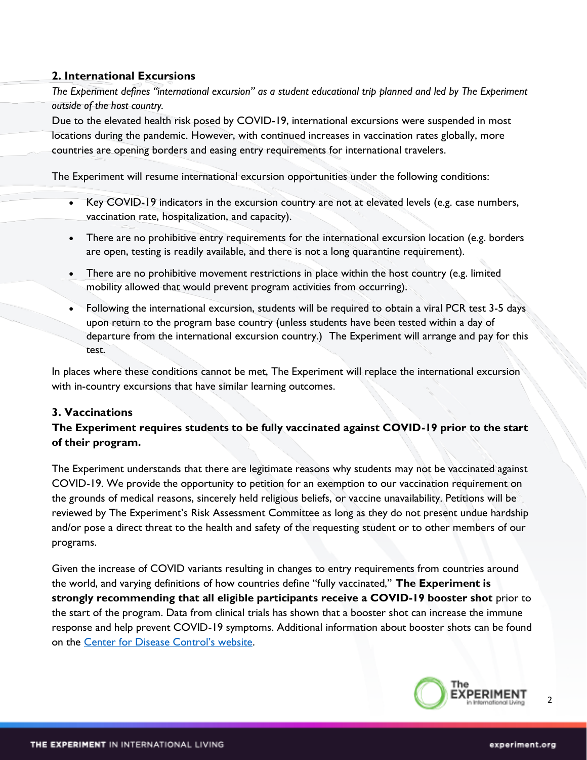### 2. International Excursions

*The Experiment defines "international excursion" as a student educational trip planned and led by The Experiment outside of the host country.*

Due to the elevated health risk posed by COVID-19, international excursions were suspended in most locations during the pandemic. However, with continued increases in vaccination rates globally, more countries are opening borders and easing entry requirements for international travelers.

The Experiment will resume international excursion opportunities under the following conditions:

- Key COVID-19 indicators in the excursion country are not at elevated levels (e.g. case numbers, vaccination rate, hospitalization, and capacity).
- There are no prohibitive entry requirements for the international excursion location (e.g. borders are open, testing is readily available, and there is not a long quarantine requirement).
- There are no prohibitive movement restrictions in place within the host country (e.g. limited mobility allowed that would prevent program activities from occurring).
- Following the international excursion, students will be required to obtain a viral PCR test 3-5 days upon return to the program base country (unless students have been tested within a day of departure from the international excursion country.) The Experiment will arrange and pay for this test.

In places where these conditions cannot be met, The Experiment will replace the international excursion with in-country excursions that have similar learning outcomes.

### 3. Vaccinations

**The Experiment requires students to be fully vaccinated against COVID-19 prior to the start of their program.**

The Experiment understands that there are legitimate reasons why students may not be vaccinated against COVID-19. We provide the opportunity to petition for an exemption to our vaccination requirement on the grounds of medical reasons, sincerely held religious beliefs, or vaccine unavailability. Petitions will be reviewed by The Experiment's Risk Assessment Committee as long as they do not present undue hardship and/or pose a direct threat to the health and safety of the requesting student or to other members of our programs.

Given the increase of COVID variants resulting in changes to entry requirements from countries around the world, and varying definitions of how countries define "fully vaccinated," **The Experiment is strongly recommending that all eligible participants receive a COVID-19 booster shot** prior to the start of the program. Data from clinical trials has shown that a booster shot can increase the immune response and help prevent COVID-19 symptoms. Additional information about booster shots can be found on the [Center for Disease Control's website](#).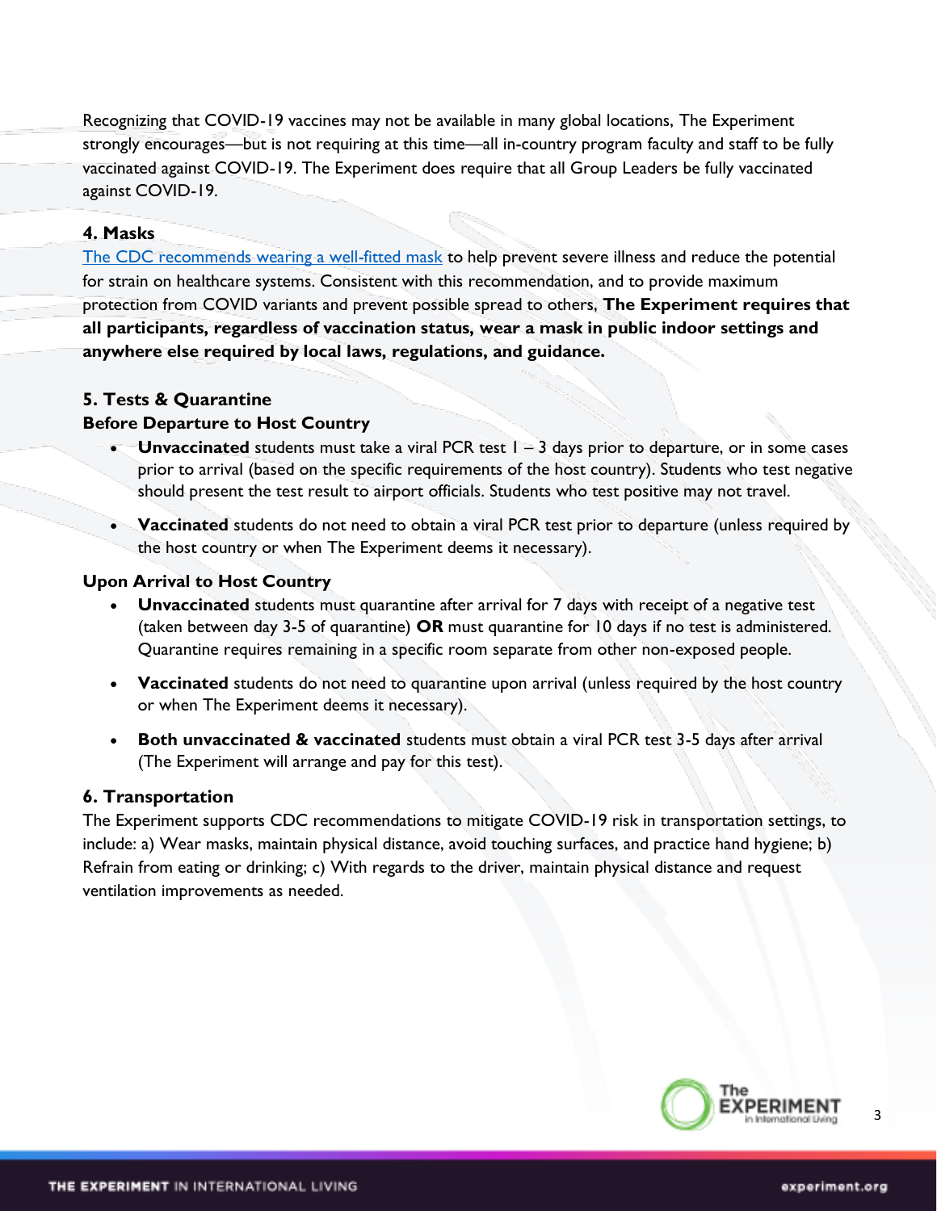Recognizing that COVID-19 vaccines may not be available in many global locations, The Experiment strongly encourages—but is not requiring at this time—all in-country program faculty and staff to be fully vaccinated against COVID-19. The Experiment does require that all Group Leaders be fully vaccinated against COVID-19.

#### 4. Masks

[The CDC recommends wearing a well-fitted mask](#) to help prevent severe illness and reduce the potential for strain on healthcare systems. Consistent with this recommendation, and to provide maximum protection from COVID variants and prevent possible spread to others, **The Experiment requires that all participants, regardless of vaccination status, wear a mask in public indoor settings and anywhere else required by local laws, regulations, and guidance.**

#### 5. Tests & Quarantine

**Before Departure to Host Country**

- **Unvaccinated** students must take a viral PCR test 1 – 3 days prior to departure, or in some cases prior to arrival (based on the specific requirements of the host country). Students who test negative should present the test result to airport officials. Students who test positive may not travel.
- **Vaccinated** students do not need to obtain a viral PCR test prior to departure (unless required by the host country or when The Experiment deems it necessary).

**Upon Arrival to Host Country**

- **Unvaccinated** students must quarantine after arrival for 7 days with receipt of a negative test (taken between day 3-5 of quarantine) **OR** must quarantine for 10 days if no test is administered. Quarantine requires remaining in a specific room separate from other non-exposed people.
- **Vaccinated** students do not need to quarantine upon arrival (unless required by the host country or when The Experiment deems it necessary).
- **Both unvaccinated & vaccinated** students must obtain a viral PCR test 3-5 days after arrival (The Experiment will arrange and pay for this test).

#### 6. Transportation

The Experiment supports CDC recommendations to mitigate COVID-19 risk in transportation settings, to include: a) Wear masks, maintain physical distance, avoid touching surfaces, and practice hand hygiene; b) Refrain from eating or drinking; c) With regards to the driver, maintain physical distance and request ventilation improvements as needed.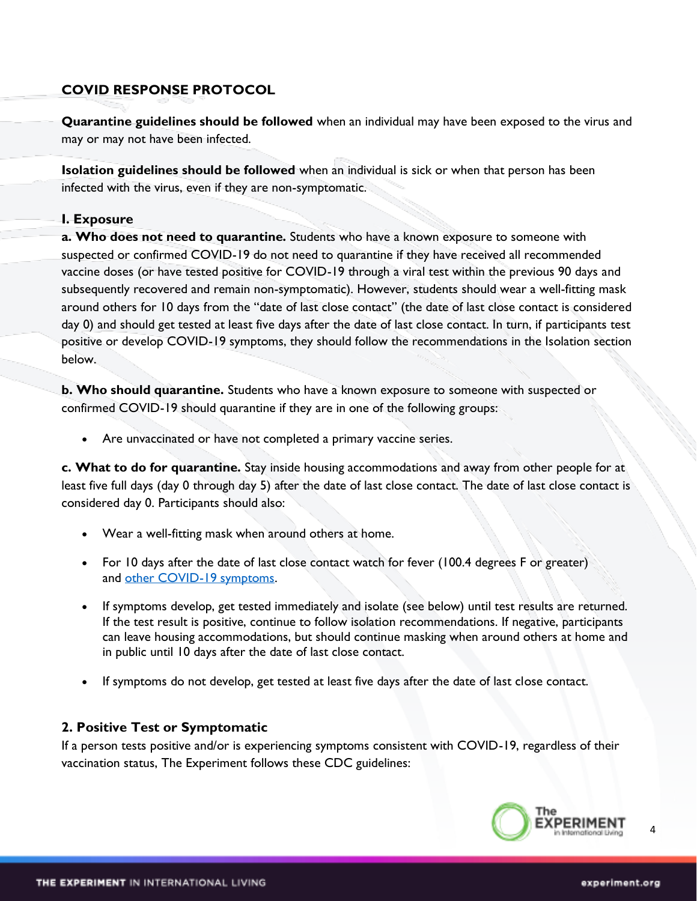## COVID RESPONSE PROTOCOL

**Quarantine guidelines should be followed** when an individual may have been exposed to the virus and may or may not have been infected.

**Isolation guidelines should be followed** when an individual is sick or when that person has been infected with the virus, even if they are non-symptomatic.

### I. Exposure

**a. Who does not need to quarantine.** Students who have a known exposure to someone with suspected or confirmed COVID-19 do not need to quarantine if they have received all recommended vaccine doses (or have tested positive for COVID-19 through a viral test within the previous 90 days and subsequently recovered and remain non-symptomatic). However, students should wear a well-fitting mask around others for 10 days from the "date of last close contact" (the date of last close contact is considered day 0) and should get tested at least five days after the date of last close contact. In turn, if participants test positive or develop COVID-19 symptoms, they should follow the recommendations in the Isolation section below.

**b. Who should quarantine.** Students who have a known exposure to someone with suspected or confirmed COVID-19 should quarantine if they are in one of the following groups:

- Are unvaccinated or have not completed a primary vaccine series.

**c. What to do for quarantine.** Stay inside housing accommodations and away from other people for at least five full days (day 0 through day 5) after the date of last close contact. The date of last close contact is considered day 0. Participants should also:

- Wear a well-fitting mask when around others at home.
- For 10 days after the date of last close contact watch for fever (100.4 degrees F or greater) and [other COVID-19 symptoms](#).
- If symptoms develop, get tested immediately and isolate (see below) until test results are returned. If the test result is positive, continue to follow isolation recommendations. If negative, participants can leave housing accommodations, but should continue masking when around others at home and in public until 10 days after the date of last close contact.
- If symptoms do not develop, get tested at least five days after the date of last close contact.

### 2. Positive Test or Symptomatic

If a person tests positive and/or is experiencing symptoms consistent with COVID-19, regardless of their vaccination status, The Experiment follows these CDC guidelines: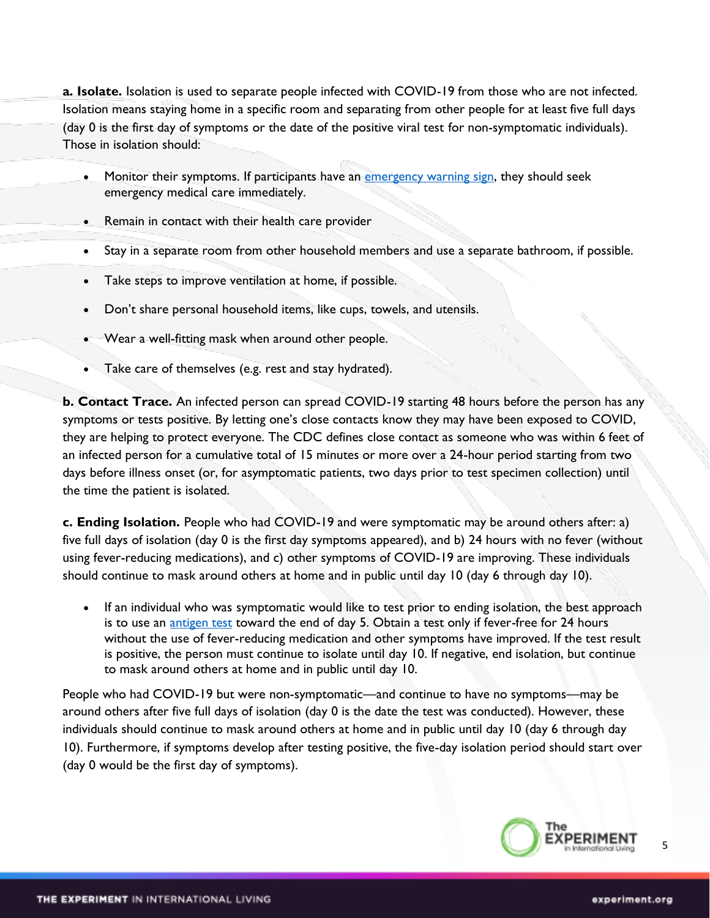**a. Isolate.** Isolation is used to separate people infected with COVID-19 from those who are not infected. Isolation means staying home in a specific room and separating from other people for at least five full days (day 0 is the first day of symptoms or the date of the positive viral test for non-symptomatic individuals). Those in isolation should:

- Monitor their symptoms. If participants have an emergency warning sign, they should seek emergency medical care immediately.
- Remain in contact with their health care provider
- Stay in a separate room from other household members and use a separate bathroom, if possible.
- Take steps to improve ventilation at home, if possible.
- Don't share personal household items, like cups, towels, and utensils.
- Wear a well-fitting mask when around other people.
- Take care of themselves (e.g. rest and stay hydrated).

**b. Contact Trace.** An infected person can spread COVID-19 starting 48 hours before the person has any symptoms or tests positive. By letting one's close contacts know they may have been exposed to COVID, they are helping to protect everyone. The CDC defines close contact as someone who was within 6 feet of an infected person for a cumulative total of 15 minutes or more over a 24-hour period starting from two days before illness onset (or, for asymptomatic patients, two days prior to test specimen collection) until the time the patient is isolated.

**c. Ending Isolation.** People who had COVID-19 and were symptomatic may be around others after: a) five full days of isolation (day 0 is the first day symptoms appeared), and b) 24 hours with no fever (without using fever-reducing medications), and c) other symptoms of COVID-19 are improving. These individuals should continue to mask around others at home and in public until day 10 (day 6 through day 10).

- If an individual who was symptomatic would like to test prior to ending isolation, the best approach is to use an antigen test toward the end of day 5. Obtain a test only if fever-free for 24 hours without the use of fever-reducing medication and other symptoms have improved. If the test result is positive, the person must continue to isolate until day 10. If negative, end isolation, but continue to mask around others at home and in public until day 10.

People who had COVID-19 but were non-symptomatic—and continue to have no symptoms—may be around others after five full days of isolation (day 0 is the date the test was conducted). However, these individuals should continue to mask around others at home and in public until day 10 (day 6 through day 10). Furthermore, if symptoms develop after testing positive, the five-day isolation period should start over (day 0 would be the first day of symptoms).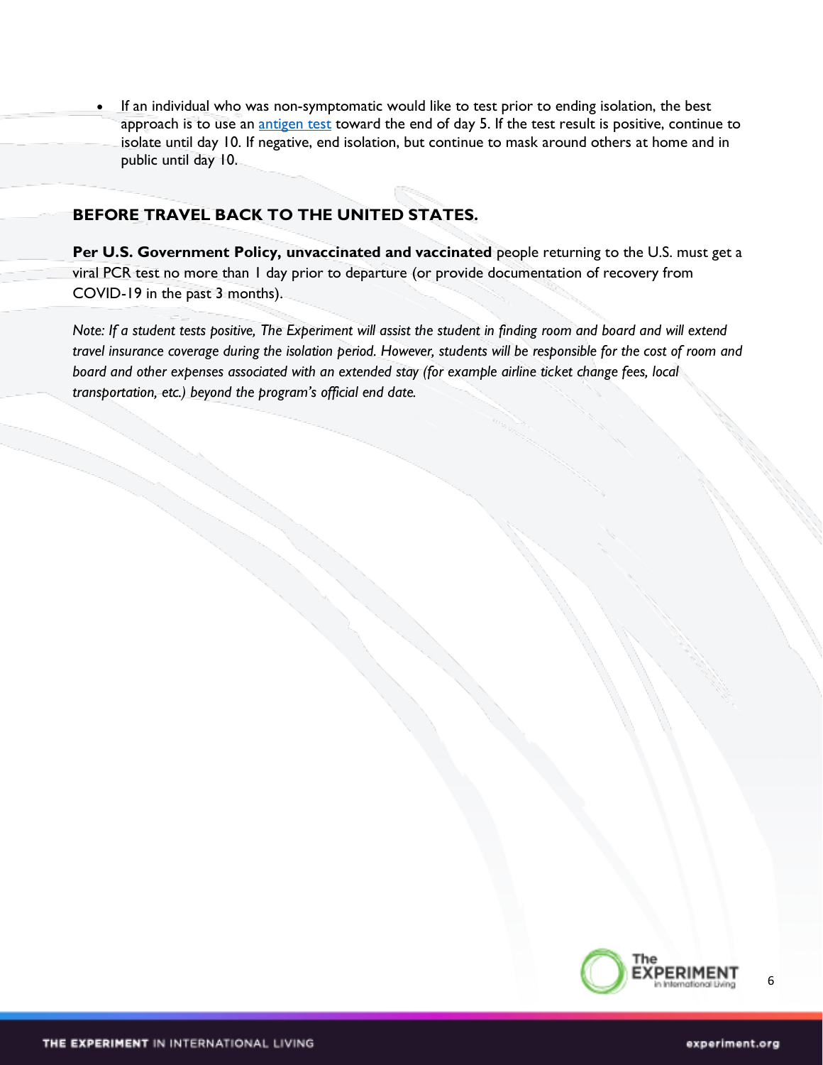- If an individual who was non-symptomatic would like to test prior to ending isolation, the best approach is to use an antigen test toward the end of day 5. If the test result is positive, continue to isolate until day 10. If negative, end isolation, but continue to mask around others at home and in public until day 10.

## BEFORE TRAVEL BACK TO THE UNITED STATES.

**Per U.S. Government Policy, unvaccinated and vaccinated** people returning to the U.S. must get a viral PCR test no more than 1 day prior to departure (or provide documentation of recovery from COVID-19 in the past 3 months).

*Note: If a student tests positive, The Experiment will assist the student in finding room and board and will extend travel insurance coverage during the isolation period. However, students will be responsible for the cost of room and board and other expenses associated with an extended stay (for example airline ticket change fees, local transportation, etc.) beyond the program's official end date.*